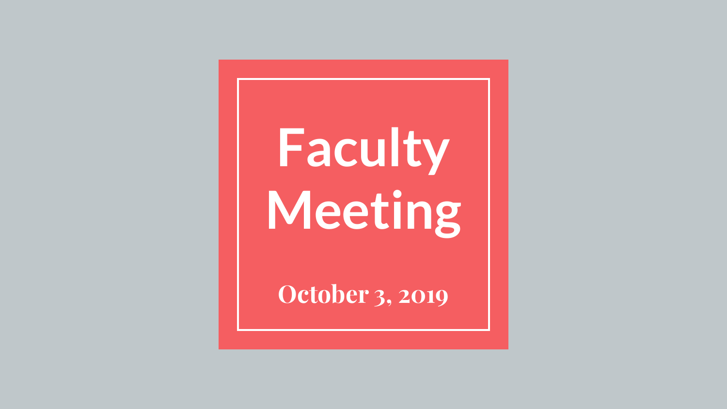# Faculty Meeting

**October 3, 2019**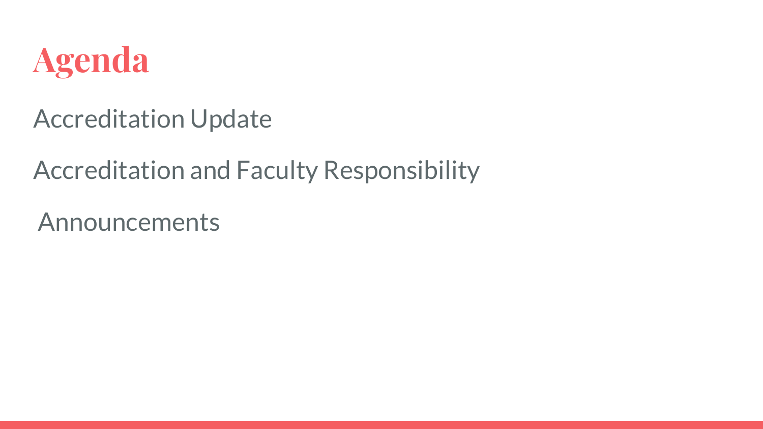# Agenda

Accreditation Update

Accreditation and Faculty Responsibility

Announcements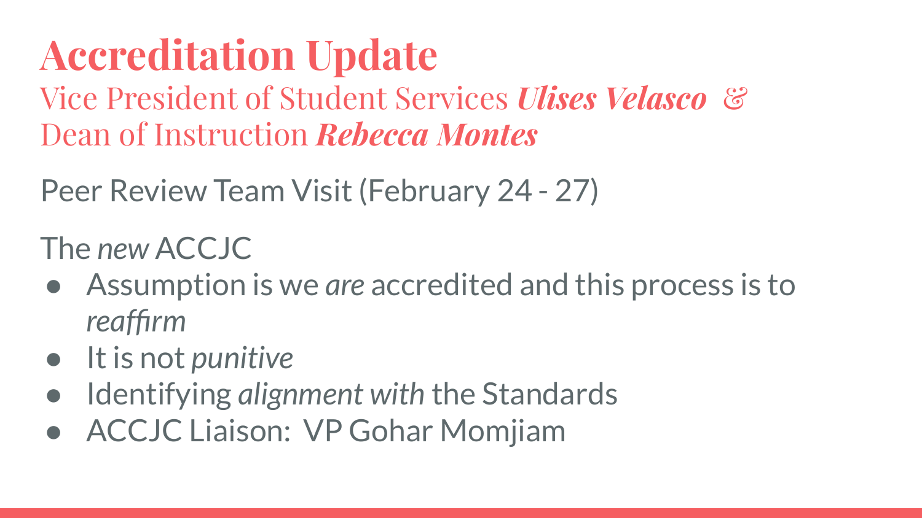# Accreditation Update

Vice President of Student Services ***Ulises Velasco*** &
Dean of Instruction ***Rebecca Montes***

Peer Review Team Visit (February 24 - 27)

The *new* ACCJC

- Assumption is we *are* accredited and this process is to *reaffirm*
- It is not *punitive*
- Identifying *alignment with* the Standards
- ACCJC Liaison:  VP Gohar Momjiam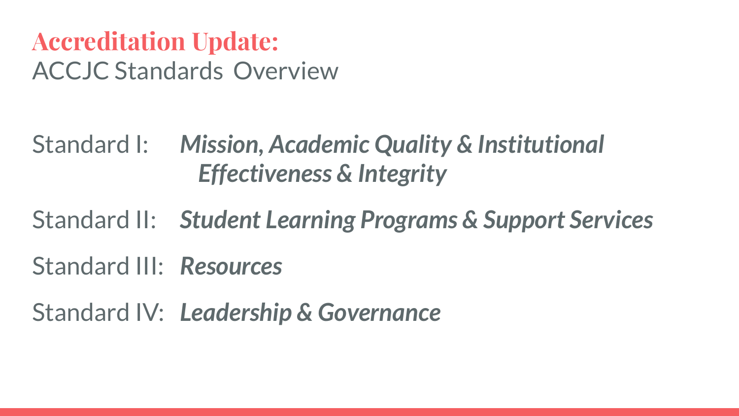## Accreditation Update:

ACCJC Standards Overview

Standard I: *Mission, Academic Quality & Institutional Effectiveness & Integrity*

Standard II: *Student Learning Programs & Support Services*

Standard III: *Resources*

Standard IV: *Leadership & Governance*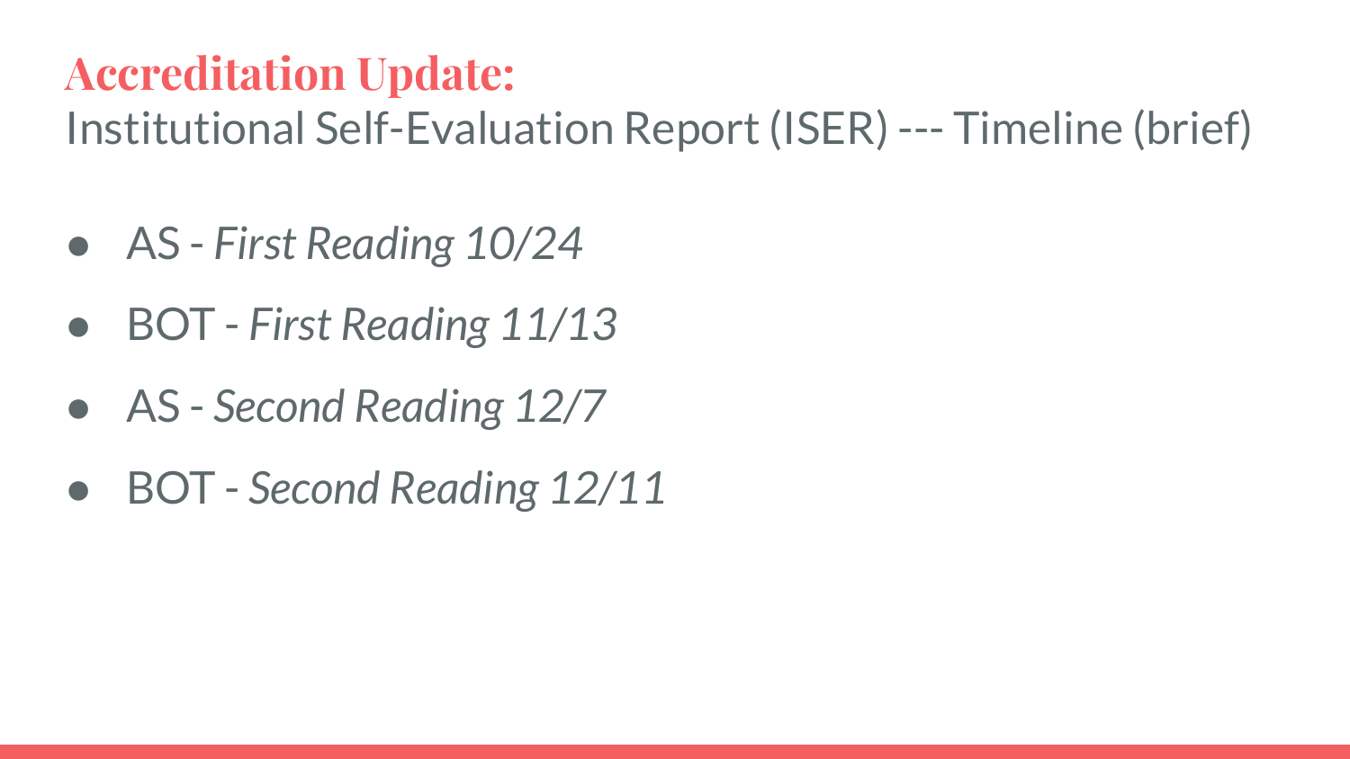# Accredidation Update:

Institutional Self-Evaluation Report (ISER) --- Timeline (brief)

- AS - *First Reading 10/24*
- BOT - *First Reading 11/13*
- AS - *Second Reading 12/7*
- BOT - *Second Reading 12/11*

# Accreditation Update:

Institutional Self-Evaluation Report (ISER) --- Timeline (brief)

- AS - *First Reading 10/24*
- BOT - *First Reading 11/13*
- AS - *Second Reading 12/7*
- BOT - *Second Reading 12/11*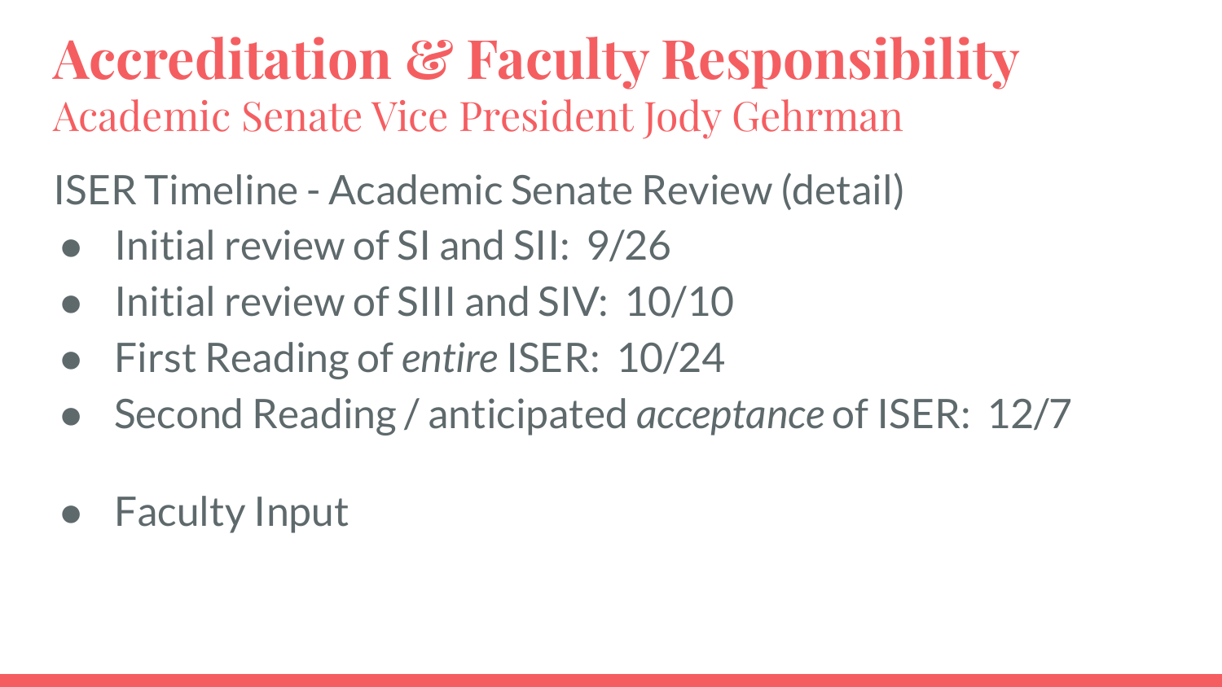# Accreditation & Faculty Responsibility

## Academic Senate Vice President Jody Gehrman

ISER Timeline - Academic Senate Review (detail)

- Initial review of SI and SII: 9/26
- Initial review of SIII and SIV: 10/10
- First Reading of *entire* ISER: 10/24
- Second Reading / anticipated *acceptance* of ISER: 12/7

- Faculty Input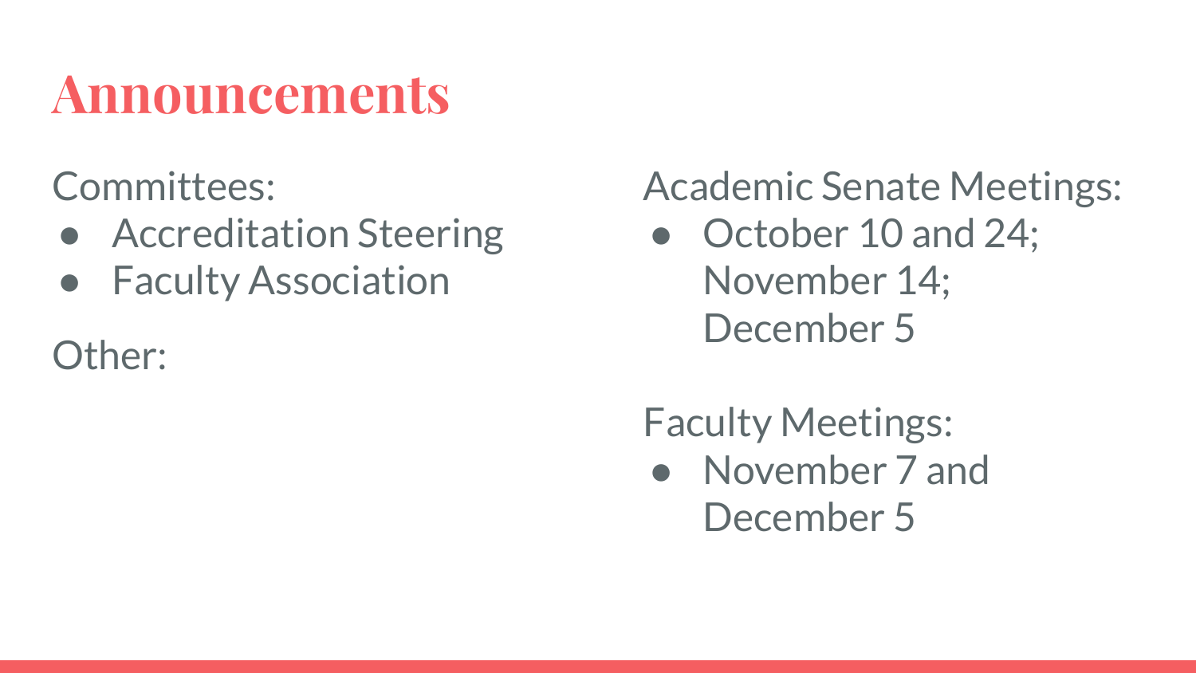# Announcements

Committees:

- Accreditation Steering
- Faculty Association

Other:

Academic Senate Meetings:

- October 10 and 24; November 14; December 5

Faculty Meetings:

- November 7 and December 5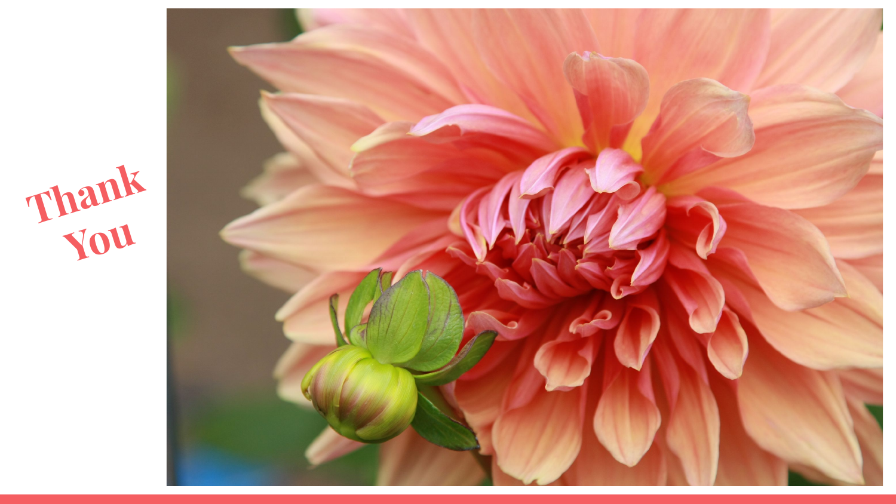Thank You